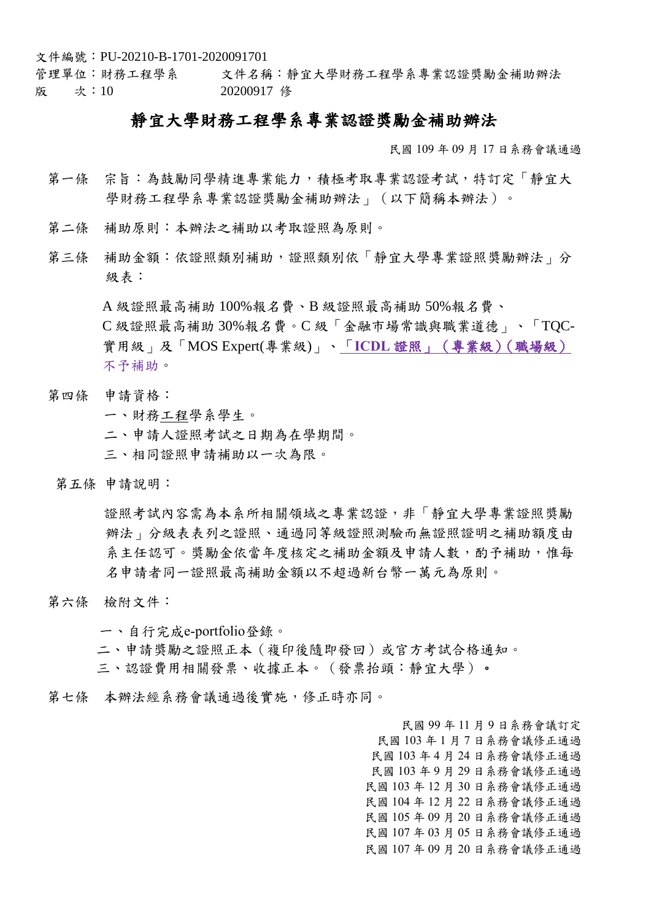文件編號：PU-20210-B-1701-2020091701

管理單位：財務工程學系　　　文件名稱：靜宜大學財務工程學系專業認證獎勵金補助辦法

版　　次：10　　　　　　　　20200917 修

# 靜宜大學財務工程學系專業認證獎勵金補助辦法

民國 109 年 09 月 17 日系務會議通過

第一條　宗旨：為鼓勵同學精進專業能力，積極考取專業認證考試，特訂定「靜宜大學財務工程學系專業認證獎勵金補助辦法」（以下簡稱本辦法）。

第二條　補助原則：本辦法之補助以考取證照為原則。

第三條　補助金額：依證照類別補助，證照類別依「靜宜大學專業證照獎勵辦法」分級表：

A 級證照最高補助 100%報名費、B 級證照最高補助 50%報名費、C 級證照最高補助 30%報名費。C 級「金融市場常識與職業道德」、「TQC-實用級」及「MOS Expert(專業級)」、**「ICDL 證照」（專業級）（職場級）**不予補助。

第四條　申請資格：

一、財務工程學系學生。

二、申請人證照考試之日期為在學期間。

三、相同證照申請補助以一次為限。

第五條　申請說明：

證照考試內容需為本系所相關領域之專業認證，非「靜宜大學專業證照獎勵辦法」分級表表列之證照、通過同等級證照測驗而無證照證明之補助額度由系主任認可。獎勵金依當年度核定之補助金額及申請人數，酌予補助，惟每名申請者同一證照最高補助金額以不超過新台幣一萬元為原則。

第六條　檢附文件：

一、自行完成e-portfolio登錄。

二、申請獎勵之證照正本（複印後隨即發回）或官方考試合格通知。

三、認證費用相關發票、收據正本。（發票抬頭：靜宜大學）。

第七條　本辦法經系務會議通過後實施，修正時亦同。

民國 99 年 11 月 9 日系務會議訂定

民國 103 年 1 月 7 日系務會議修正通過

民國 103 年 4 月 24 日系務會議修正通過

民國 103 年 9 月 29 日系務會議修正通過

民國 103 年 12 月 30 日系務會議修正通過

民國 104 年 12 月 22 日系務會議修正通過

民國 105 年 09 月 20 日系務會議修正通過

民國 107 年 03 月 05 日系務會議修正通過

民國 107 年 09 月 20 日系務會議修正通過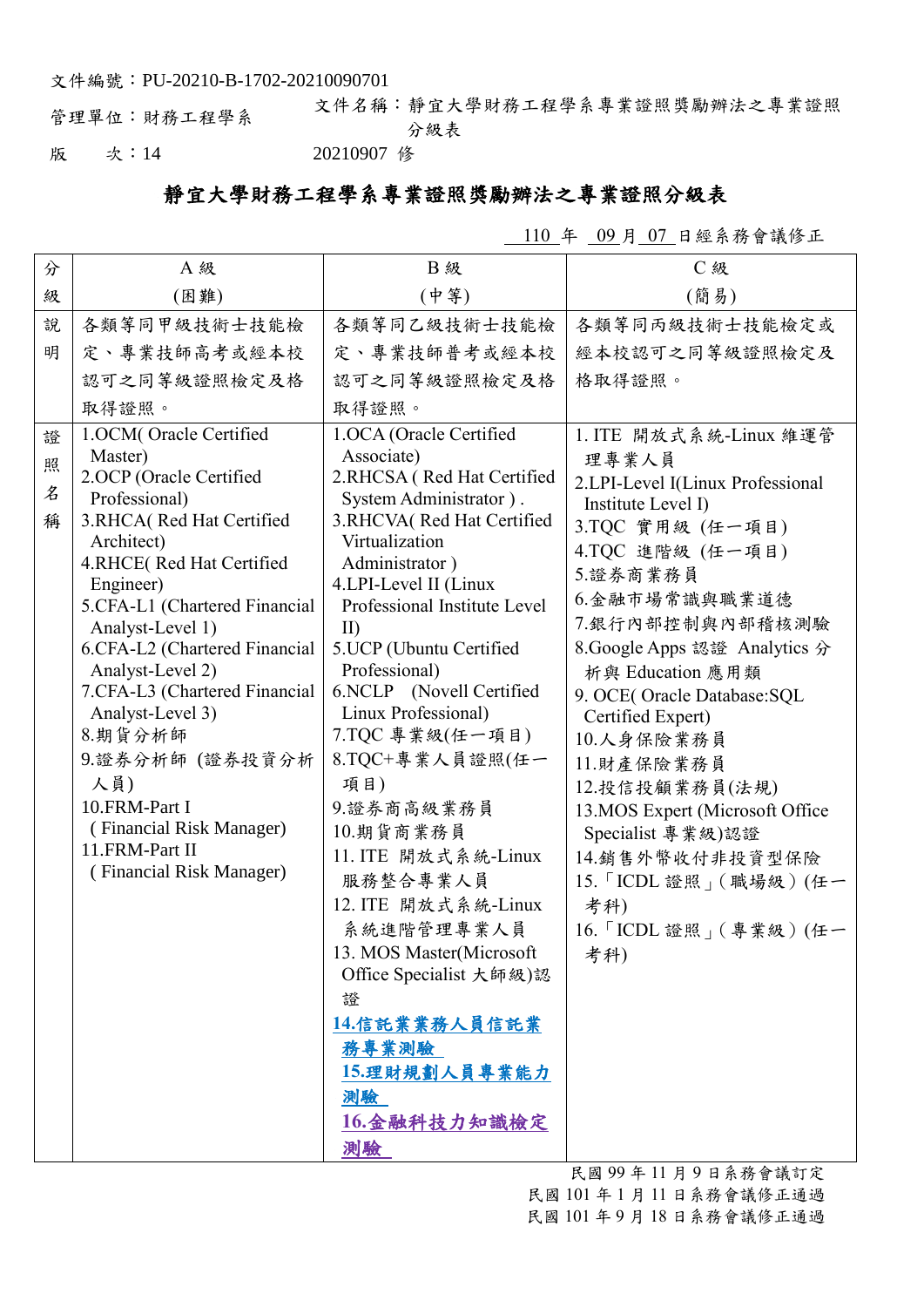文件編號：PU-20210-B-1702-20210090701

管理單位：財務工程學系　　文件名稱：靜宜大學財務工程學系專業證照獎勵辦法之專業證照分級表

版　　次：14　　20210907 修

# 靜宜大學財務工程學系專業證照獎勵辦法之專業證照分級表

110 年 09 月 07 日經系務會議修正

| 分級 | A 級 (困難) | B 級 (中等) | C 級 (簡易) |
|---|---|---|---|
| 說明 | 各類等同甲級技術士技能檢定、專業技師高考或經本校認可之同等級證照檢定及格取得證照。 | 各類等同乙級技術士技能檢定、專業技師普考或經本校認可之同等級證照檢定及格取得證照。 | 各類等同丙級技術士技能檢定或經本校認可之同等級證照檢定及格取得證照。 |
| 證照名稱 | 1.OCM( Oracle Certified Master)<br>2.OCP (Oracle Certified Professional)<br>3.RHCA( Red Hat Certified Architect)<br>4.RHCE( Red Hat Certified Engineer)<br>5.CFA-L1 (Chartered Financial Analyst-Level 1)<br>6.CFA-L2 (Chartered Financial Analyst-Level 2)<br>7.CFA-L3 (Chartered Financial Analyst-Level 3)<br>8.期貨分析師<br>9.證券分析師 (證券投資分析人員)<br>10.FRM-Part I ( Financial Risk Manager)<br>11.FRM-Part II ( Financial Risk Manager) | 1.OCA (Oracle Certified Associate)<br>2.RHCSA ( Red Hat Certified System Administrator ) .<br>3.RHCVA( Red Hat Certified Virtualization Administrator )<br>4.LPI-Level II (Linux Professional Institute Level II)<br>5.UCP (Ubuntu Certified Professional)<br>6.NCLP (Novell Certified Linux Professional)<br>7.TQC 專業級(任一項目)<br>8.TQC+專業人員證照(任一項目)<br>9.證券商高級業務員<br>10.期貨商業務員<br>11. ITE 開放式系統-Linux 服務整合專業人員<br>12. ITE 開放式系統-Linux 系統進階管理專業人員<br>13. MOS Master(Microsoft Office Specialist 大師級)認證<br>**14.信託業業務人員信託業務專業測驗**<br>**15.理財規劃人員專業能力測驗**<br>**16.金融科技力知識檢定測驗** | 1. ITE 開放式系統-Linux 維運管理專業人員<br>2.LPI-Level I(Linux Professional Institute Level I)<br>3.TQC 實用級 (任一項目)<br>4.TQC 進階級 (任一項目)<br>5.證券商業務員<br>6.金融市場常識與職業道德<br>7.銀行內部控制與內部稽核測驗<br>8.Google Apps 認證 Analytics 分析與 Education 應用類<br>9. OCE( Oracle Database:SQL Certified Expert)<br>10.人身保險業務員<br>11.財產保險業務員<br>12.投信投顧業務員(法規)<br>13.MOS Expert (Microsoft Office Specialist 專業級)認證<br>14.銷售外幣收付非投資型保險<br>15.「ICDL 證照」(職場級)(任一考科)<br>16.「ICDL 證照」(專業級)(任一考科) |

民國 99 年 11 月 9 日系務會議訂定
民國 101 年 1 月 11 日系務會議修正通過
民國 101 年 9 月 18 日系務會議修正通過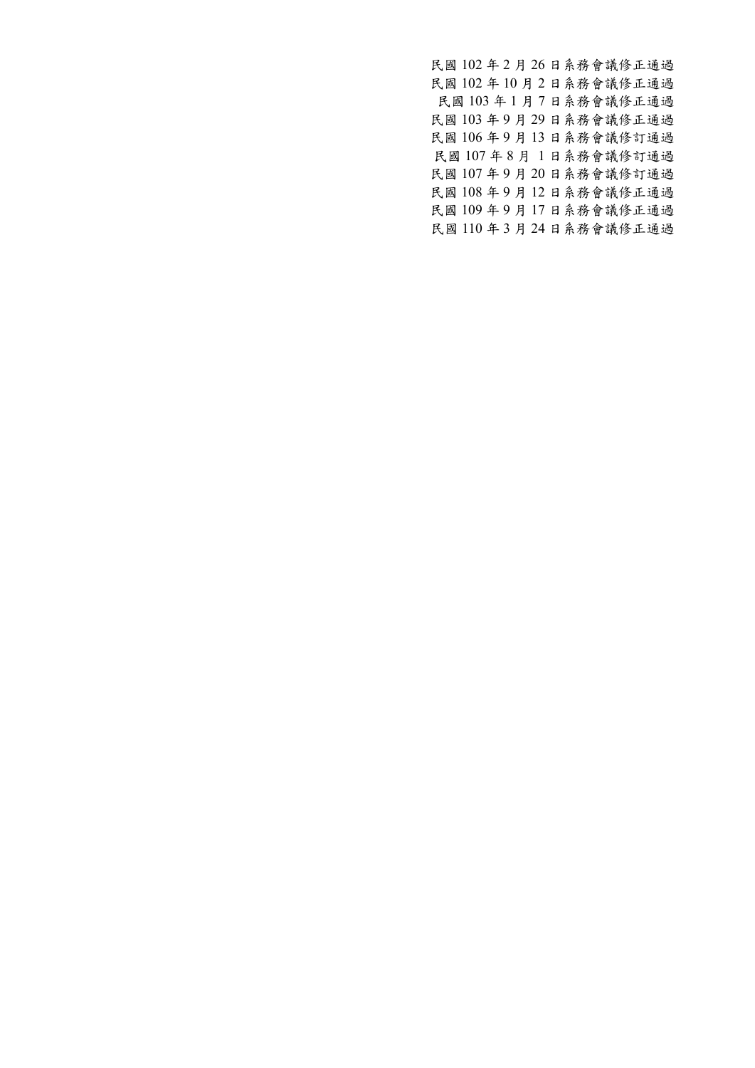民國 102 年 2 月 26 日系務會議修正通過
民國 102 年 10 月 2 日系務會議修正通過
民國 103 年 1 月 7 日系務會議修正通過
民國 103 年 9 月 29 日系務會議修正通過
民國 106 年 9 月 13 日系務會議修訂通過
民國 107 年 8 月 1 日系務會議修訂通過
民國 107 年 9 月 20 日系務會議修訂通過
民國 108 年 9 月 12 日系務會議修正通過
民國 109 年 9 月 17 日系務會議修正通過
民國 110 年 3 月 24 日系務會議修正通過